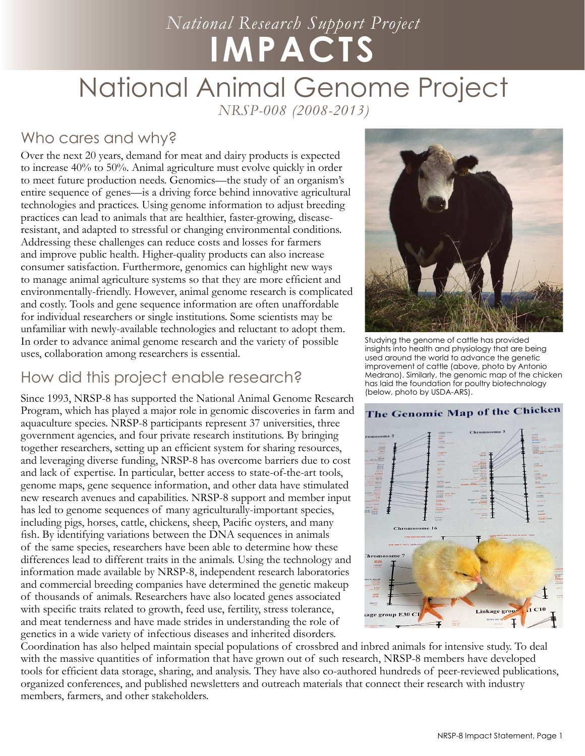*National Research Support Project*

# IMPACTS

# National Animal Genome Project

*NRSP-008 (2008-2013)*

## Who cares and why?

Over the next 20 years, demand for meat and dairy products is expected to increase 40% to 50%. Animal agriculture must evolve quickly in order to meet future production needs. Genomics—the study of an organism's entire sequence of genes—is a driving force behind innovative agricultural technologies and practices. Using genome information to adjust breeding practices can lead to animals that are healthier, faster-growing, disease-resistant, and adapted to stressful or changing environmental conditions. Addressing these challenges can reduce costs and losses for farmers and improve public health. Higher-quality products can also increase consumer satisfaction. Furthermore, genomics can highlight new ways to manage animal agriculture systems so that they are more efficient and environmentally-friendly. However, animal genome research is complicated and costly. Tools and gene sequence information are often unaffordable for individual researchers or single institutions. Some scientists may be unfamiliar with newly-available technologies and reluctant to adopt them. In order to advance animal genome research and the variety of possible uses, collaboration among researchers is essential.

Studying the genome of cattle has provided insights into health and physiology that are being used around the world to advance the genetic improvement of cattle (above, photo by Antonio Medrano). Similarly, the genomic map of the chicken has laid the foundation for poultry biotechnology (below, photo by USDA-ARS).

## How did this project enable research?

Since 1993, NRSP-8 has supported the National Animal Genome Research Program, which has played a major role in genomic discoveries in farm and aquaculture species. NRSP-8 participants represent 37 universities, three government agencies, and four private research institutions. By bringing together researchers, setting up an efficient system for sharing resources, and leveraging diverse funding, NRSP-8 has overcome barriers due to cost and lack of expertise. In particular, better access to state-of-the-art tools, genome maps, gene sequence information, and other data have stimulated new research avenues and capabilities. NRSP-8 support and member input has led to genome sequences of many agriculturally-important species, including pigs, horses, cattle, chickens, sheep, Pacific oysters, and many fish. By identifying variations between the DNA sequences in animals of the same species, researchers have been able to determine how these differences lead to different traits in the animals. Using the technology and information made available by NRSP-8, independent research laboratories and commercial breeding companies have determined the genetic makeup of thousands of animals. Researchers have also located genes associated with specific traits related to growth, feed use, fertility, stress tolerance, and meat tenderness and have made strides in understanding the role of genetics in a wide variety of infectious diseases and inherited disorders. Coordination has also helped maintain special populations of crossbred and inbred animals for intensive study. To deal with the massive quantities of information that have grown out of such research, NRSP-8 members have developed tools for efficient data storage, sharing, and analysis. They have also co-authored hundreds of peer-reviewed publications, organized conferences, and published newsletters and outreach materials that connect their research with industry members, farmers, and other stakeholders.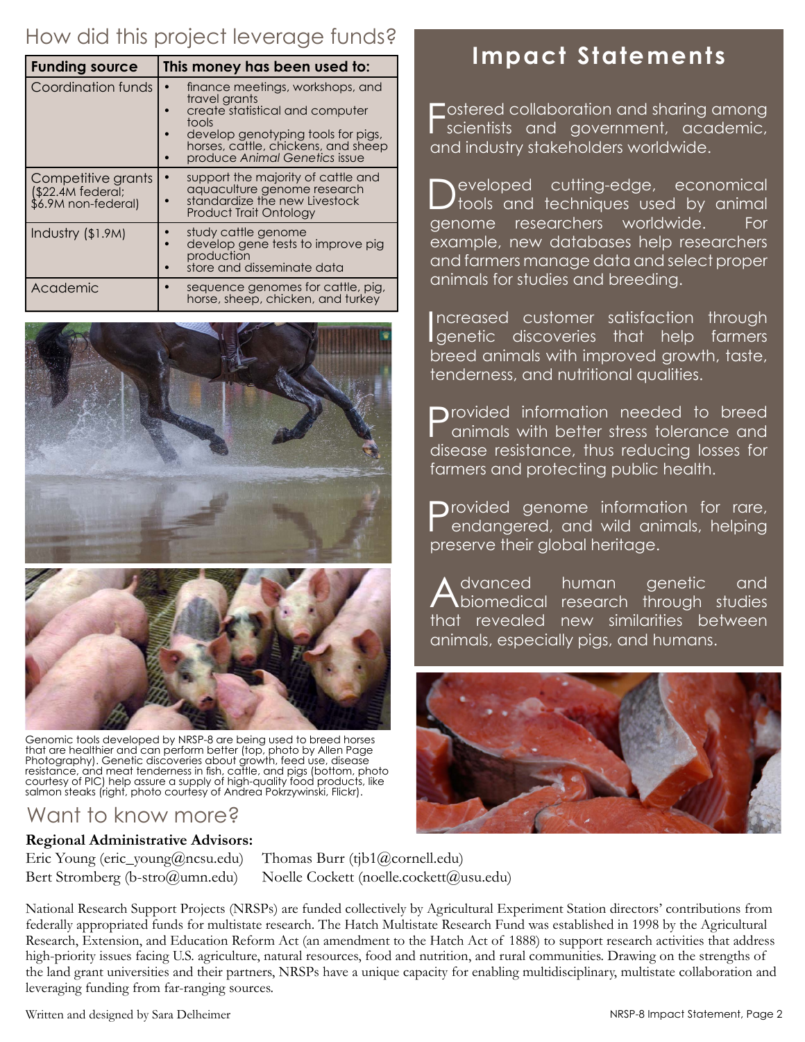## How did this project leverage funds?

| Funding source | This money has been used to: |
|---|---|
| Coordination funds | • finance meetings, workshops, and travel grants<br>• create statistical and computer tools<br>• develop genotyping tools for pigs, horses, cattle, chickens, and sheep<br>• produce *Animal Genetics* issue |
| Competitive grants ($22.4M federal; $6.9M non-federal) | • support the majority of cattle and aquaculture genome research<br>• standardize the new Livestock Product Trait Ontology |
| Industry ($1.9M) | • study cattle genome<br>• develop gene tests to improve pig production<br>• store and disseminate data |
| Academic | • sequence genomes for cattle, pig, horse, sheep, chicken, and turkey |

Genomic tools developed by NRSP-8 are being used to breed horses that are healthier and can perform better (top, photo by Allen Page Photography). Genetic discoveries about growth, feed use, disease resistance, and meat tenderness in fish, cattle, and pigs (bottom, photo courtesy of PIC) help assure a supply of high-quality food products, like salmon steaks (right, photo courtesy of Andrea Pokrzywinski, Flickr).

## Impact Statements

Fostered collaboration and sharing among scientists and government, academic, and industry stakeholders worldwide.

Developed cutting-edge, economical tools and techniques used by animal genome researchers worldwide. For example, new databases help researchers and farmers manage data and select proper animals for studies and breeding.

Increased customer satisfaction through genetic discoveries that help farmers breed animals with improved growth, taste, tenderness, and nutritional qualities.

Provided information needed to breed animals with better stress tolerance and disease resistance, thus reducing losses for farmers and protecting public health.

Provided genome information for rare, endangered, and wild animals, helping preserve their global heritage.

Advanced human genetic and biomedical research through studies that revealed new similarities between animals, especially pigs, and humans.

## Want to know more?

**Regional Administrative Advisors:**

Eric Young (eric_young@ncsu.edu)
Bert Stromberg (b-stro@umn.edu)
Thomas Burr (tjb1@cornell.edu)
Noelle Cockett (noelle.cockett@usu.edu)

National Research Support Projects (NRSPs) are funded collectively by Agricultural Experiment Station directors' contributions from federally appropriated funds for multistate research. The Hatch Multistate Research Fund was established in 1998 by the Agricultural Research, Extension, and Education Reform Act (an amendment to the Hatch Act of 1888) to support research activities that address high-priority issues facing U.S. agriculture, natural resources, food and nutrition, and rural communities. Drawing on the strengths of the land grant universities and their partners, NRSPs have a unique capacity for enabling multidisciplinary, multistate collaboration and leveraging funding from far-ranging sources.

Written and designed by Sara Delheimer